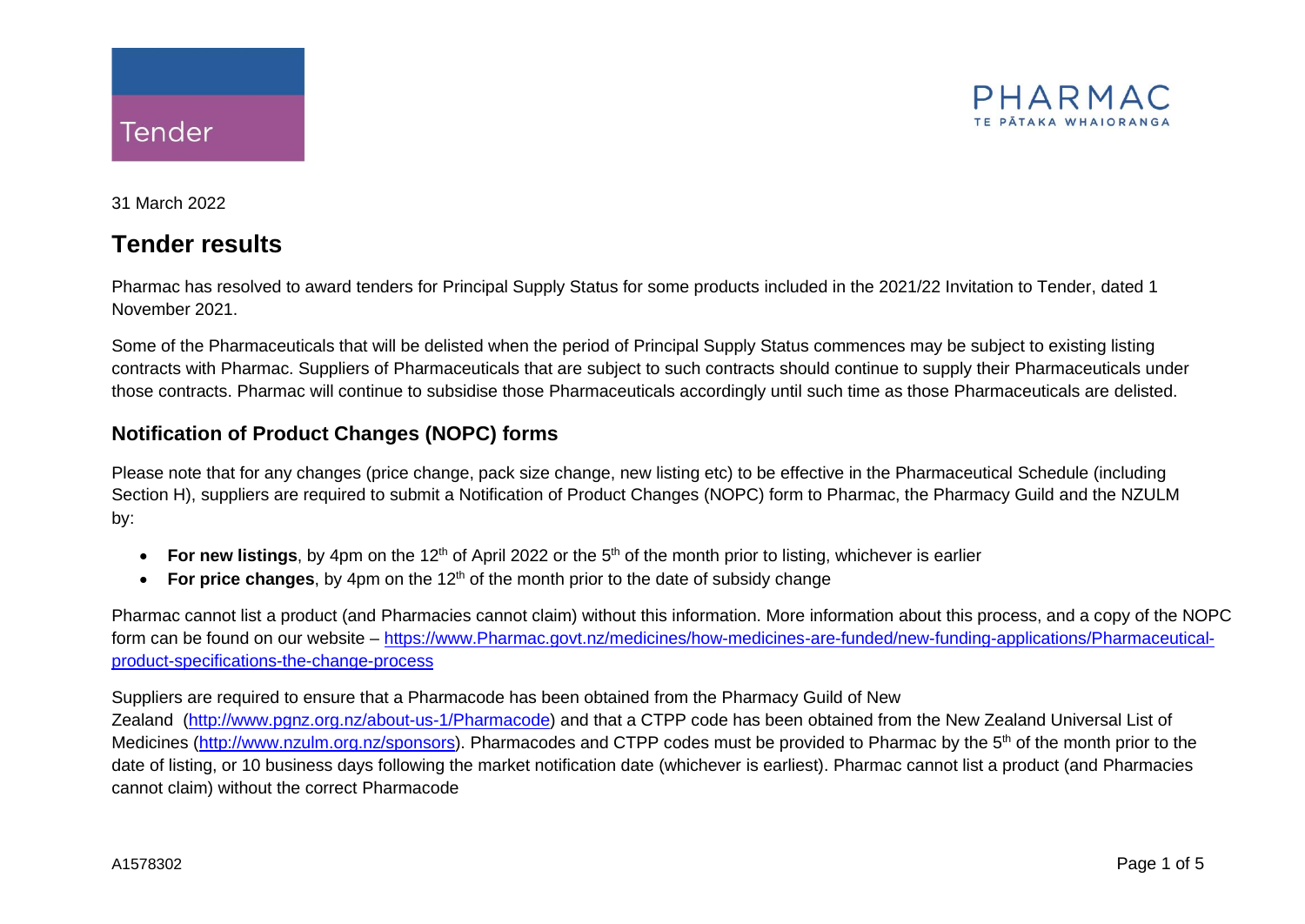Tender

PHARMAC
TE PĀTAKA WHAIORANGA

31 March 2022

# Tender results

Pharmac has resolved to award tenders for Principal Supply Status for some products included in the 2021/22 Invitation to Tender, dated 1 November 2021.

Some of the Pharmaceuticals that will be delisted when the period of Principal Supply Status commences may be subject to existing listing contracts with Pharmac. Suppliers of Pharmaceuticals that are subject to such contracts should continue to supply their Pharmaceuticals under those contracts. Pharmac will continue to subsidise those Pharmaceuticals accordingly until such time as those Pharmaceuticals are delisted.

## Notification of Product Changes (NOPC) forms

Please note that for any changes (price change, pack size change, new listing etc) to be effective in the Pharmaceutical Schedule (including Section H), suppliers are required to submit a Notification of Product Changes (NOPC) form to Pharmac, the Pharmacy Guild and the NZULM by:

- **For new listings**, by 4pm on the 12th of April 2022 or the 5th of the month prior to listing, whichever is earlier
- **For price changes**, by 4pm on the 12th of the month prior to the date of subsidy change

Pharmac cannot list a product (and Pharmacies cannot claim) without this information. More information about this process, and a copy of the NOPC form can be found on our website – https://www.Pharmac.govt.nz/medicines/how-medicines-are-funded/new-funding-applications/Pharmaceutical-product-specifications-the-change-process

Suppliers are required to ensure that a Pharmacode has been obtained from the Pharmacy Guild of New Zealand (http://www.pgnz.org.nz/about-us-1/Pharmacode) and that a CTPP code has been obtained from the New Zealand Universal List of Medicines (http://www.nzulm.org.nz/sponsors). Pharmacodes and CTPP codes must be provided to Pharmac by the 5th of the month prior to the date of listing, or 10 business days following the market notification date (whichever is earliest). Pharmac cannot list a product (and Pharmacies cannot claim) without the correct Pharmacode

A1578302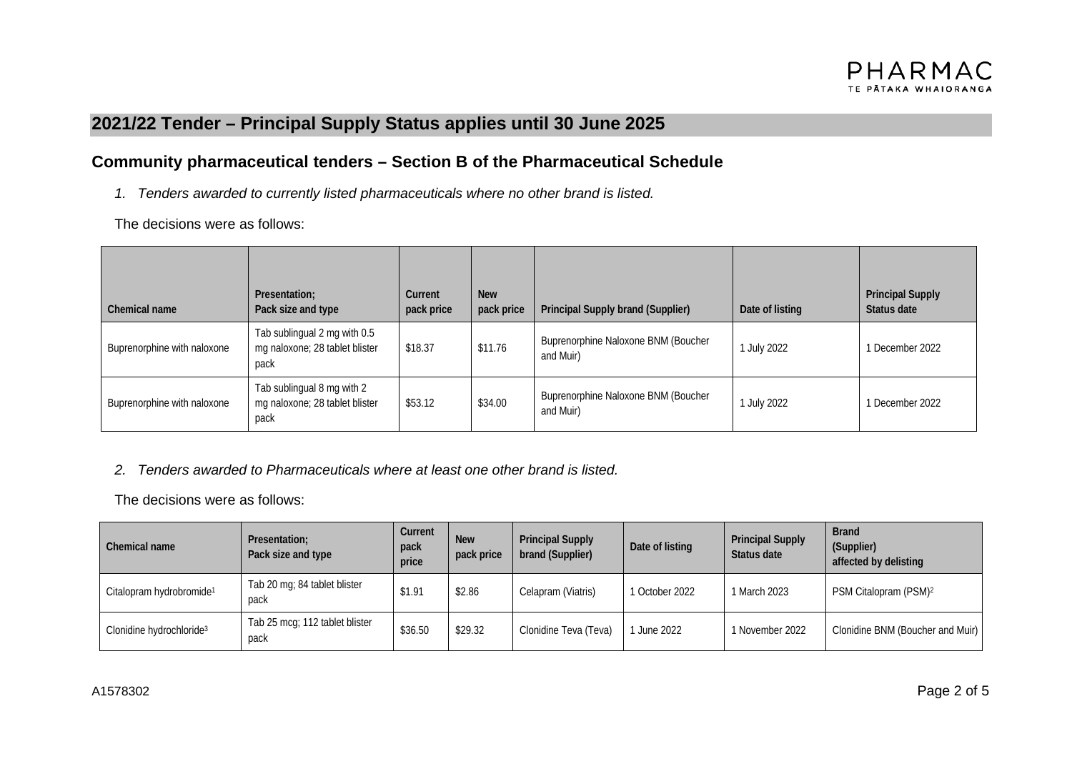## 2021/22 Tender – Principal Supply Status applies until 30 June 2025

### Community pharmaceutical tenders – Section B of the Pharmaceutical Schedule

*1. Tenders awarded to currently listed pharmaceuticals where no other brand is listed.*

The decisions were as follows:

| Chemical name | Presentation; Pack size and type | Current pack price | New pack price | Principal Supply brand (Supplier) | Date of listing | Principal Supply Status date |
|---|---|---|---|---|---|---|
| Buprenorphine with naloxone | Tab sublingual 2 mg with 0.5 mg naloxone; 28 tablet blister pack | $18.37 | $11.76 | Buprenorphine Naloxone BNM (Boucher and Muir) | 1 July 2022 | 1 December 2022 |
| Buprenorphine with naloxone | Tab sublingual 8 mg with 2 mg naloxone; 28 tablet blister pack | $53.12 | $34.00 | Buprenorphine Naloxone BNM (Boucher and Muir) | 1 July 2022 | 1 December 2022 |

*2. Tenders awarded to Pharmaceuticals where at least one other brand is listed.*

The decisions were as follows:

| Chemical name | Presentation; Pack size and type | Current pack price | New pack price | Principal Supply brand (Supplier) | Date of listing | Principal Supply Status date | Brand (Supplier) affected by delisting |
|---|---|---|---|---|---|---|---|
| Citalopram hydrobromide[1] | Tab 20 mg; 84 tablet blister pack | $1.91 | $2.86 | Celapram (Viatris) | 1 October 2022 | 1 March 2023 | PSM Citalopram (PSM)[2] |
| Clonidine hydrochloride[3] | Tab 25 mcg; 112 tablet blister pack | $36.50 | $29.32 | Clonidine Teva (Teva) | 1 June 2022 | 1 November 2022 | Clonidine BNM (Boucher and Muir) |

A1578302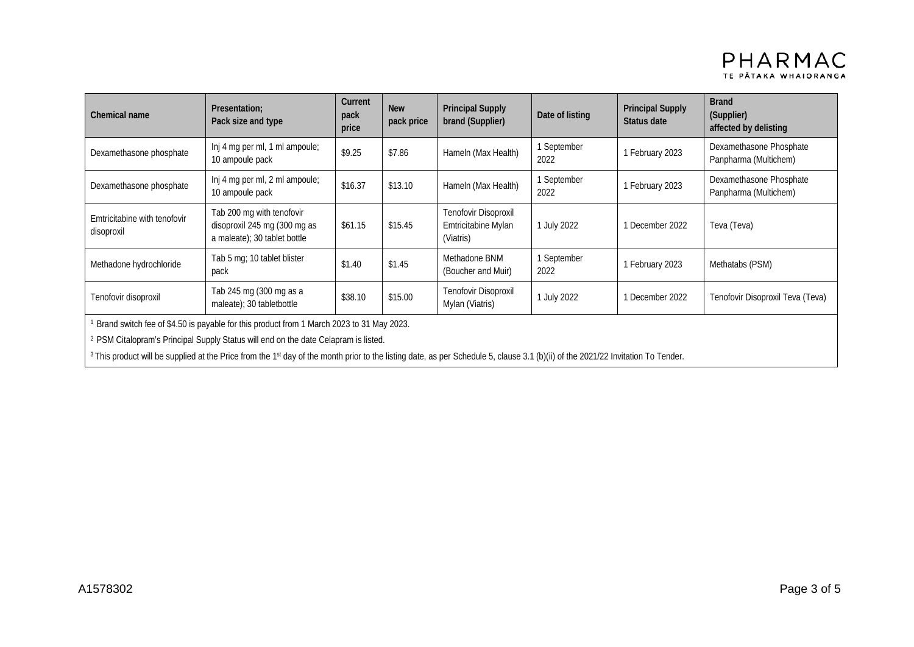| Chemical name | Presentation; Pack size and type | Current pack price | New pack price | Principal Supply brand (Supplier) | Date of listing | Principal Supply Status date | Brand (Supplier) affected by delisting |
|---|---|---|---|---|---|---|---|
| Dexamethasone phosphate | Inj 4 mg per ml, 1 ml ampoule; 10 ampoule pack | $9.25 | $7.86 | Hameln (Max Health) | 1 September 2022 | 1 February 2023 | Dexamethasone Phosphate Panpharma (Multichem) |
| Dexamethasone phosphate | Inj 4 mg per ml, 2 ml ampoule; 10 ampoule pack | $16.37 | $13.10 | Hameln (Max Health) | 1 September 2022 | 1 February 2023 | Dexamethasone Phosphate Panpharma (Multichem) |
| Emtricitabine with tenofovir disoproxil | Tab 200 mg with tenofovir disoproxil 245 mg (300 mg as a maleate); 30 tablet bottle | $61.15 | $15.45 | Tenofovir Disoproxil Emtricitabine Mylan (Viatris) | 1 July 2022 | 1 December 2022 | Teva (Teva) |
| Methadone hydrochloride | Tab 5 mg; 10 tablet blister pack | $1.40 | $1.45 | Methadone BNM (Boucher and Muir) | 1 September 2022 | 1 February 2023 | Methatabs (PSM) |
| Tenofovir disoproxil | Tab 245 mg (300 mg as a maleate); 30 tabletbottle | $38.10 | $15.00 | Tenofovir Disoproxil Mylan (Viatris) | 1 July 2022 | 1 December 2022 | Tenofovir Disoproxil Teva (Teva) |

[1] Brand switch fee of $4.50 is payable for this product from 1 March 2023 to 31 May 2023.

[2] PSM Citalopram's Principal Supply Status will end on the date Celapram is listed.

[3] This product will be supplied at the Price from the 1st day of the month prior to the listing date, as per Schedule 5, clause 3.1 (b)(ii) of the 2021/22 Invitation To Tender.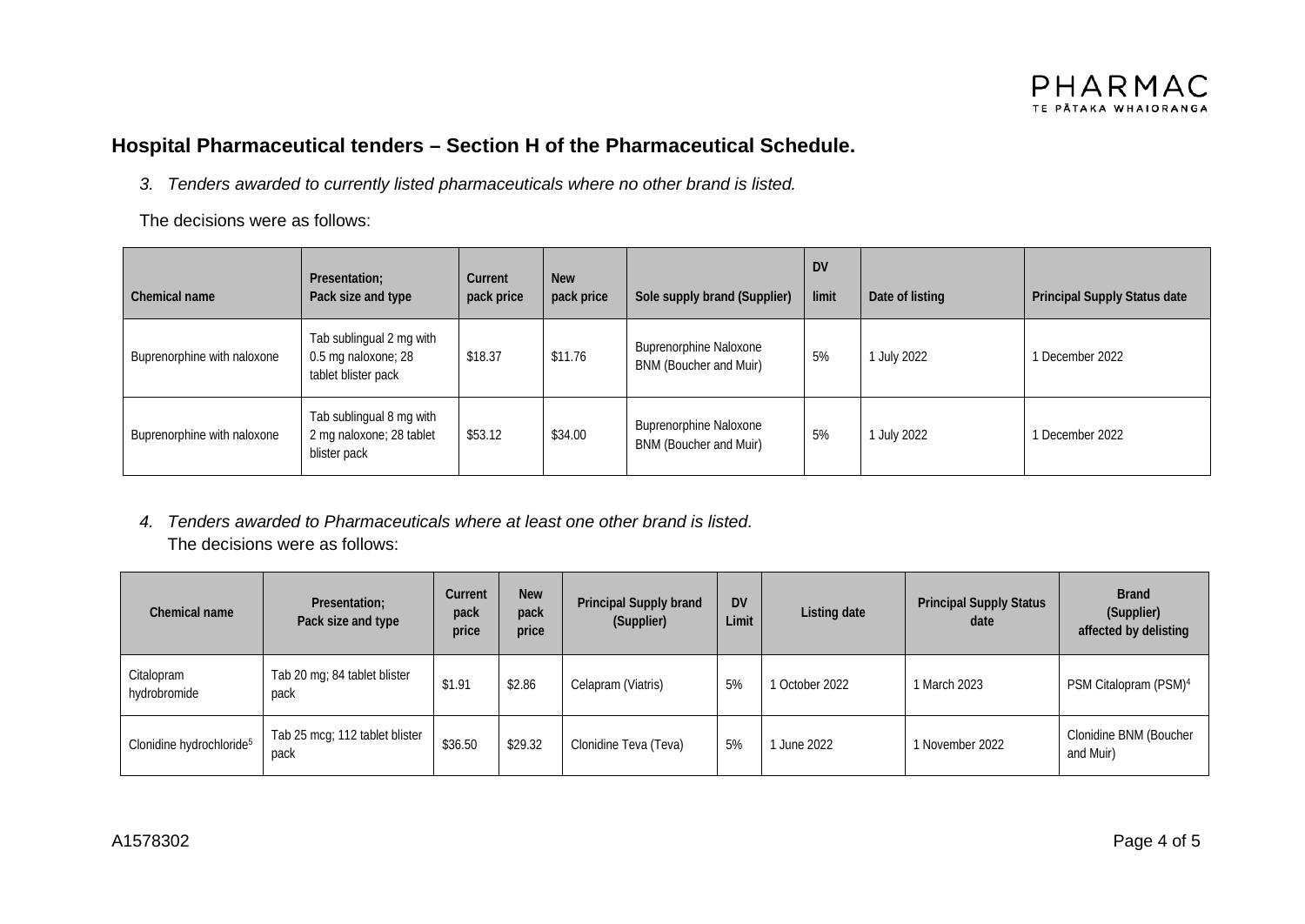## Hospital Pharmaceutical tenders – Section H of the Pharmaceutical Schedule.

*3. Tenders awarded to currently listed pharmaceuticals where no other brand is listed.*

The decisions were as follows:

| Chemical name | Presentation; Pack size and type | Current pack price | New pack price | Sole supply brand (Supplier) | DV limit | Date of listing | Principal Supply Status date |
|---|---|---|---|---|---|---|---|
| Buprenorphine with naloxone | Tab sublingual 2 mg with 0.5 mg naloxone; 28 tablet blister pack | $18.37 | $11.76 | Buprenorphine Naloxone BNM (Boucher and Muir) | 5% | 1 July 2022 | 1 December 2022 |
| Buprenorphine with naloxone | Tab sublingual 8 mg with 2 mg naloxone; 28 tablet blister pack | $53.12 | $34.00 | Buprenorphine Naloxone BNM (Boucher and Muir) | 5% | 1 July 2022 | 1 December 2022 |

*4. Tenders awarded to Pharmaceuticals where at least one other brand is listed.*
The decisions were as follows:

| Chemical name | Presentation; Pack size and type | Current pack price | New pack price | Principal Supply brand (Supplier) | DV Limit | Listing date | Principal Supply Status date | Brand (Supplier) affected by delisting |
|---|---|---|---|---|---|---|---|---|
| Citalopram hydrobromide | Tab 20 mg; 84 tablet blister pack | $1.91 | $2.86 | Celapram (Viatris) | 5% | 1 October 2022 | 1 March 2023 | PSM Citalopram (PSM)[4] |
| Clonidine hydrochloride[5] | Tab 25 mcg; 112 tablet blister pack | $36.50 | $29.32 | Clonidine Teva (Teva) | 5% | 1 June 2022 | 1 November 2022 | Clonidine BNM (Boucher and Muir) |

A1578302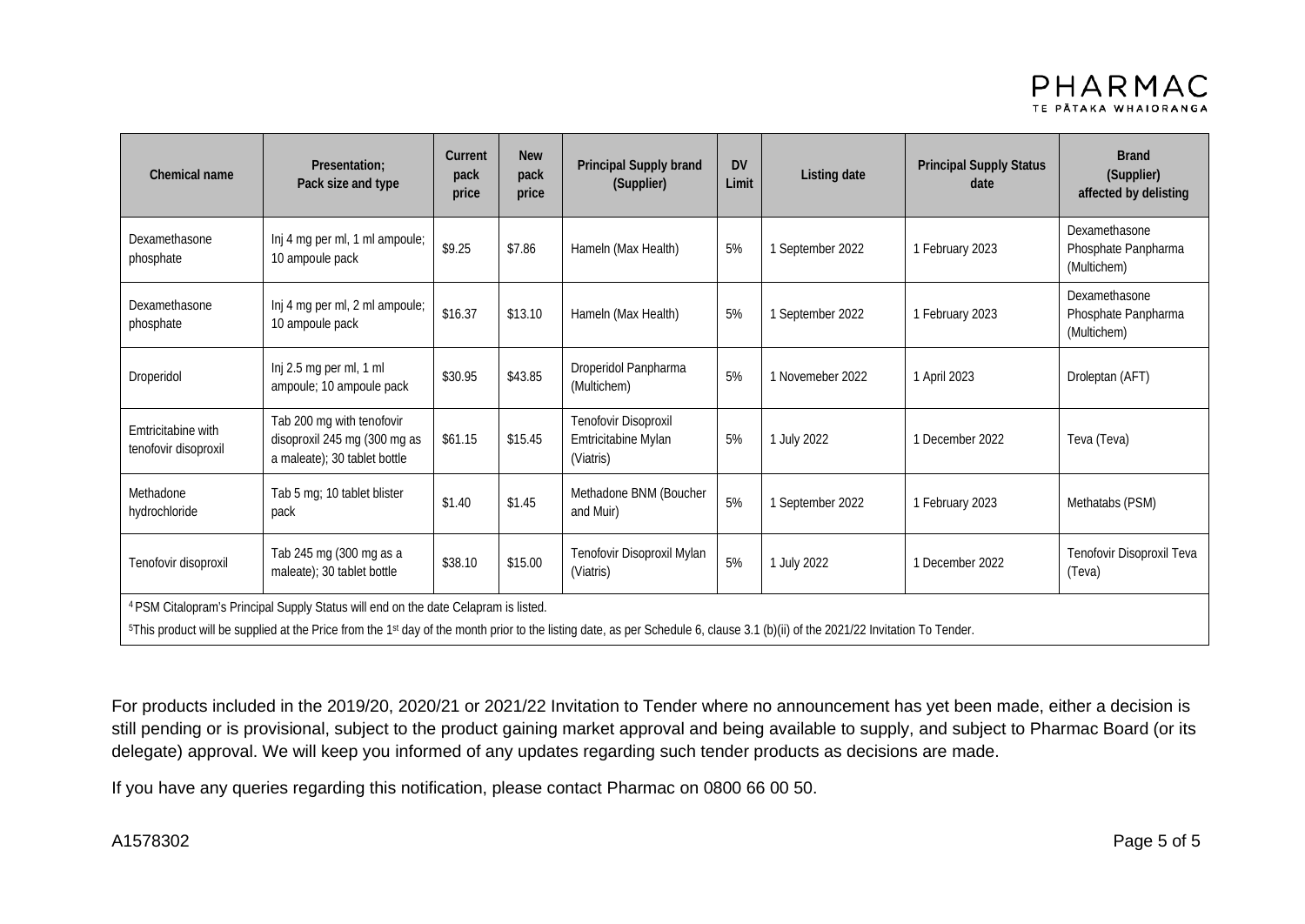| Chemical name | Presentation; Pack size and type | Current pack price | New pack price | Principal Supply brand (Supplier) | DV Limit | Listing date | Principal Supply Status date | Brand (Supplier) affected by delisting |
|---|---|---|---|---|---|---|---|---|
| Dexamethasone phosphate | Inj 4 mg per ml, 1 ml ampoule; 10 ampoule pack | $9.25 | $7.86 | Hameln (Max Health) | 5% | 1 September 2022 | 1 February 2023 | Dexamethasone Phosphate Panpharma (Multichem) |
| Dexamethasone phosphate | Inj 4 mg per ml, 2 ml ampoule; 10 ampoule pack | $16.37 | $13.10 | Hameln (Max Health) | 5% | 1 September 2022 | 1 February 2023 | Dexamethasone Phosphate Panpharma (Multichem) |
| Droperidol | Inj 2.5 mg per ml, 1 ml ampoule; 10 ampoule pack | $30.95 | $43.85 | Droperidol Panpharma (Multichem) | 5% | 1 Novemeber 2022 | 1 April 2023 | Droleptan (AFT) |
| Emtricitabine with tenofovir disoproxil | Tab 200 mg with tenofovir disoproxil 245 mg (300 mg as a maleate); 30 tablet bottle | $61.15 | $15.45 | Tenofovir Disoproxil Emtricitabine Mylan (Viatris) | 5% | 1 July 2022 | 1 December 2022 | Teva (Teva) |
| Methadone hydrochloride | Tab 5 mg; 10 tablet blister pack | $1.40 | $1.45 | Methadone BNM (Boucher and Muir) | 5% | 1 September 2022 | 1 February 2023 | Methatabs (PSM) |
| Tenofovir disoproxil | Tab 245 mg (300 mg as a maleate); 30 tablet bottle | $38.10 | $15.00 | Tenofovir Disoproxil Mylan (Viatris) | 5% | 1 July 2022 | 1 December 2022 | Tenofovir Disoproxil Teva (Teva) |

[4] PSM Citalopram's Principal Supply Status will end on the date Celapram is listed.

[5] This product will be supplied at the Price from the 1st day of the month prior to the listing date, as per Schedule 6, clause 3.1 (b)(ii) of the 2021/22 Invitation To Tender.

For products included in the 2019/20, 2020/21 or 2021/22 Invitation to Tender where no announcement has yet been made, either a decision is still pending or is provisional, subject to the product gaining market approval and being available to supply, and subject to Pharmac Board (or its delegate) approval. We will keep you informed of any updates regarding such tender products as decisions are made.

If you have any queries regarding this notification, please contact Pharmac on 0800 66 00 50.

A1578302